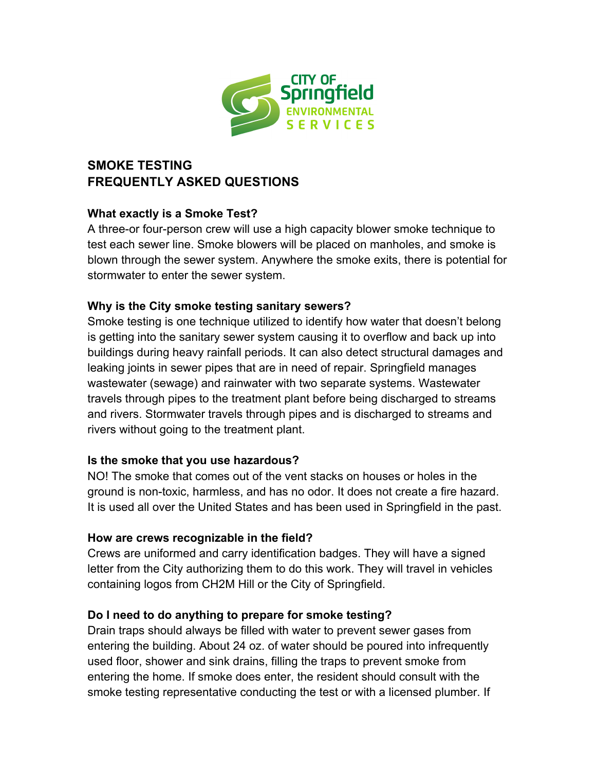CITY OF Springfield ENVIRONMENTAL SERVICES

# SMOKE TESTING
# FREQUENTLY ASKED QUESTIONS

**What exactly is a Smoke Test?**

A three-or four-person crew will use a high capacity blower smoke technique to test each sewer line. Smoke blowers will be placed on manholes, and smoke is blown through the sewer system. Anywhere the smoke exits, there is potential for stormwater to enter the sewer system.

**Why is the City smoke testing sanitary sewers?**

Smoke testing is one technique utilized to identify how water that doesn't belong is getting into the sanitary sewer system causing it to overflow and back up into buildings during heavy rainfall periods. It can also detect structural damages and leaking joints in sewer pipes that are in need of repair. Springfield manages wastewater (sewage) and rainwater with two separate systems. Wastewater travels through pipes to the treatment plant before being discharged to streams and rivers. Stormwater travels through pipes and is discharged to streams and rivers without going to the treatment plant.

**Is the smoke that you use hazardous?**

NO! The smoke that comes out of the vent stacks on houses or holes in the ground is non-toxic, harmless, and has no odor. It does not create a fire hazard. It is used all over the United States and has been used in Springfield in the past.

**How are crews recognizable in the field?**

Crews are uniformed and carry identification badges. They will have a signed letter from the City authorizing them to do this work. They will travel in vehicles containing logos from CH2M Hill or the City of Springfield.

**Do I need to do anything to prepare for smoke testing?**

Drain traps should always be filled with water to prevent sewer gases from entering the building. About 24 oz. of water should be poured into infrequently used floor, shower and sink drains, filling the traps to prevent smoke from entering the home. If smoke does enter, the resident should consult with the smoke testing representative conducting the test or with a licensed plumber. If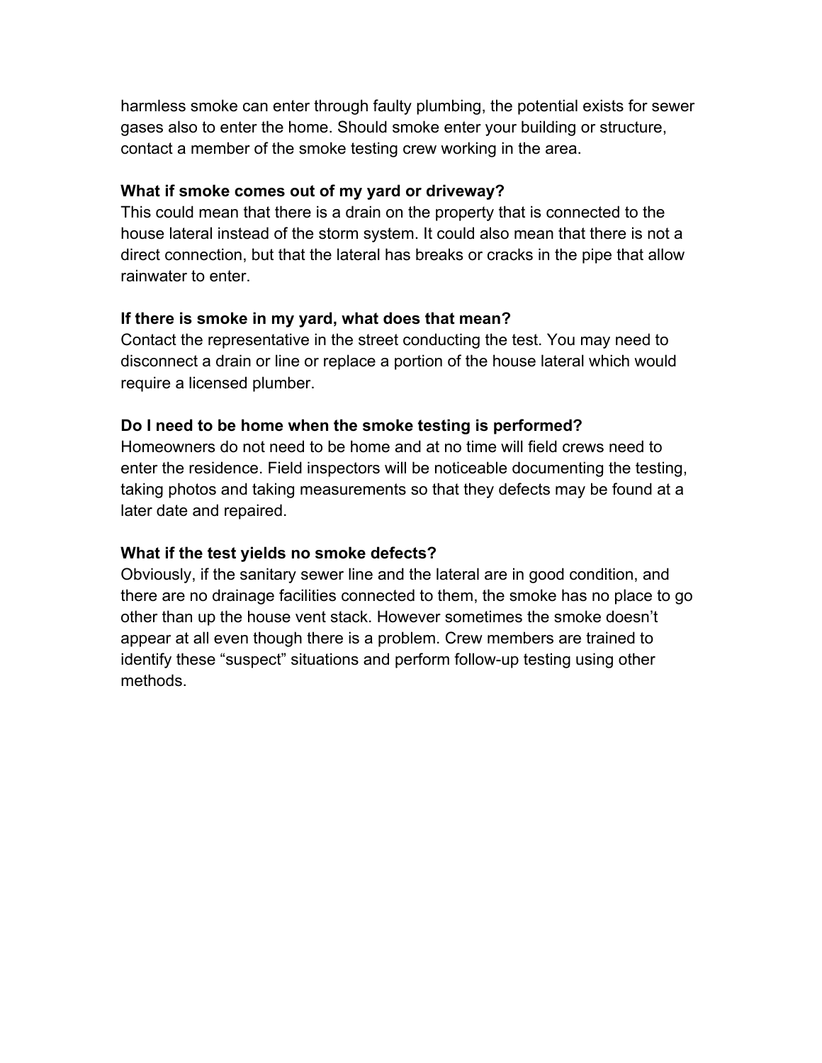harmless smoke can enter through faulty plumbing, the potential exists for sewer gases also to enter the home. Should smoke enter your building or structure, contact a member of the smoke testing crew working in the area.

**What if smoke comes out of my yard or driveway?**
This could mean that there is a drain on the property that is connected to the house lateral instead of the storm system. It could also mean that there is not a direct connection, but that the lateral has breaks or cracks in the pipe that allow rainwater to enter.

**If there is smoke in my yard, what does that mean?**
Contact the representative in the street conducting the test. You may need to disconnect a drain or line or replace a portion of the house lateral which would require a licensed plumber.

**Do I need to be home when the smoke testing is performed?**
Homeowners do not need to be home and at no time will field crews need to enter the residence. Field inspectors will be noticeable documenting the testing, taking photos and taking measurements so that they defects may be found at a later date and repaired.

**What if the test yields no smoke defects?**
Obviously, if the sanitary sewer line and the lateral are in good condition, and there are no drainage facilities connected to them, the smoke has no place to go other than up the house vent stack. However sometimes the smoke doesn't appear at all even though there is a problem. Crew members are trained to identify these "suspect" situations and perform follow-up testing using other methods.